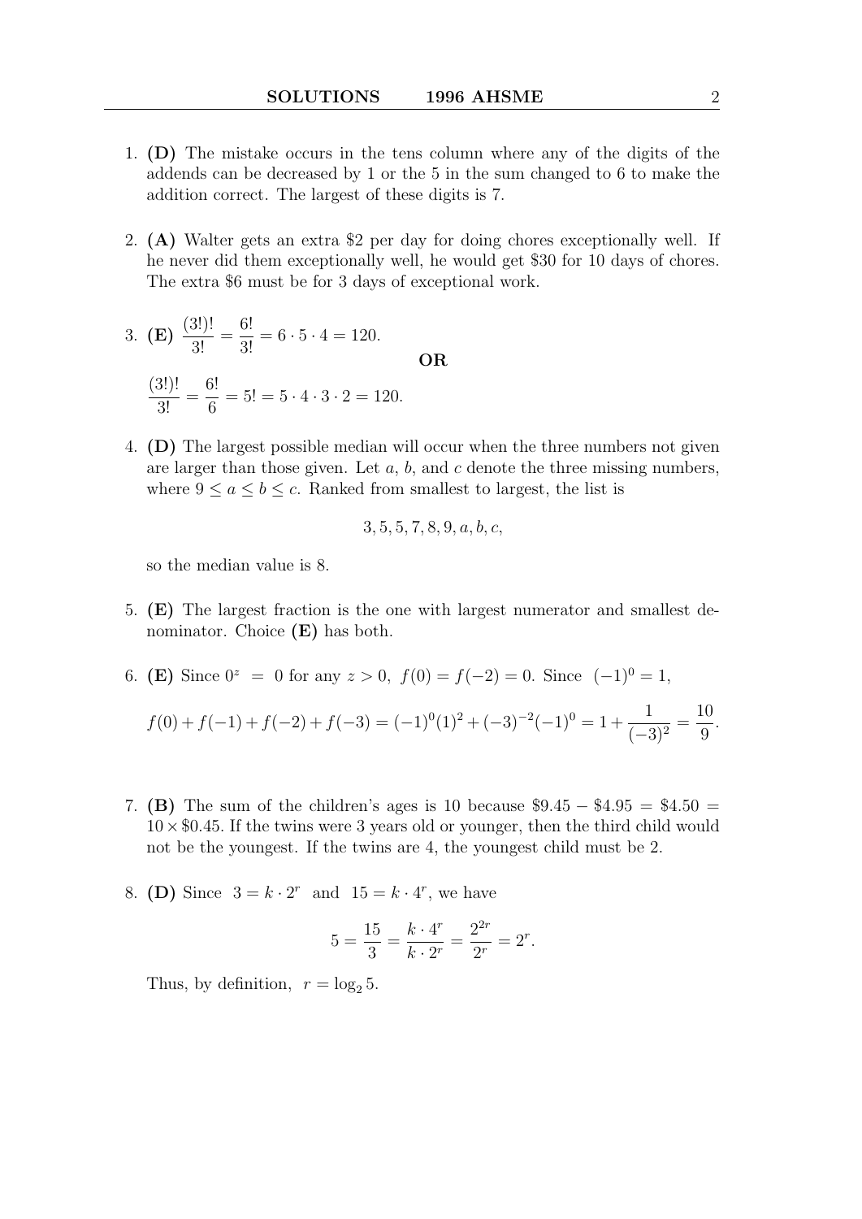1. **(D)** The mistake occurs in the tens column where any of the digits of the addends can be decreased by 1 or the 5 in the sum changed to 6 to make the addition correct. The largest of these digits is 7.

2. **(A)** Walter gets an extra \$2 per day for doing chores exceptionally well. If he never did them exceptionally well, he would get \$30 for 10 days of chores. The extra \$6 must be for 3 days of exceptional work.

3. **(E)** $\dfrac{(3!)!}{3!} = \dfrac{6!}{3!} = 6 \cdot 5 \cdot 4 = 120.$

   **OR**

   $\dfrac{(3!)!}{3!} = \dfrac{6!}{6} = 5! = 5 \cdot 4 \cdot 3 \cdot 2 = 120.$

4. **(D)** The largest possible median will occur when the three numbers not given are larger than those given. Let $a$, $b$, and $c$ denote the three missing numbers, where $9 \le a \le b \le c$. Ranked from smallest to largest, the list is

$$3, 5, 5, 7, 8, 9, a, b, c,$$

   so the median value is 8.

5. **(E)** The largest fraction is the one with largest numerator and smallest denominator. Choice **(E)** has both.

6. **(E)** Since $0^z = 0$ for any $z > 0$, $f(0) = f(-2) = 0$. Since $(-1)^0 = 1$,

$$f(0) + f(-1) + f(-2) + f(-3) = (-1)^0(1)^2 + (-3)^{-2}(-1)^0 = 1 + \frac{1}{(-3)^2} = \frac{10}{9}.$$

7. **(B)** The sum of the children's ages is 10 because $\$9.45 - \$4.95 = \$4.50 = 10 \times \$0.45$. If the twins were 3 years old or younger, then the third child would not be the youngest. If the twins are 4, the youngest child must be 2.

8. **(D)** Since $3 = k \cdot 2^r$ and $15 = k \cdot 4^r$, we have

$$5 = \frac{15}{3} = \frac{k \cdot 4^r}{k \cdot 2^r} = \frac{2^{2r}}{2^r} = 2^r.$$

   Thus, by definition, $r = \log_2 5$.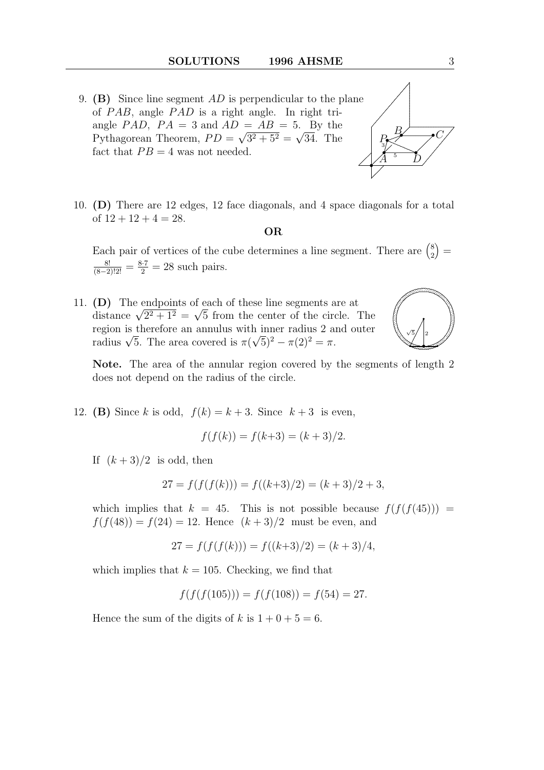9. **(B)** Since line segment $AD$ is perpendicular to the plane of $PAB$, angle $PAD$ is a right angle. In right triangle $PAD$, $PA = 3$ and $AD = AB = 5$. By the Pythagorean Theorem, $PD = \sqrt{3^2 + 5^2} = \sqrt{34}$. The fact that $PB = 4$ was not needed.

10. **(D)** There are 12 edges, 12 face diagonals, and 4 space diagonals for a total of $12 + 12 + 4 = 28$.

**OR**

Each pair of vertices of the cube determines a line segment. There are $\binom{8}{2} = \frac{8!}{(8-2)!2!} = \frac{8 \cdot 7}{2} = 28$ such pairs.

11. **(D)** The endpoints of each of these line segments are at distance $\sqrt{2^2 + 1^2} = \sqrt{5}$ from the center of the circle. The region is therefore an annulus with inner radius 2 and outer radius $\sqrt{5}$. The area covered is $\pi(\sqrt{5})^2 - \pi(2)^2 = \pi$.

**Note.** The area of the annular region covered by the segments of length 2 does not depend on the radius of the circle.

12. **(B)** Since $k$ is odd, $f(k) = k + 3$. Since $k + 3$ is even,

$$f(f(k)) = f(k+3) = (k + 3)/2.$$

If $(k + 3)/2$ is odd, then

$$27 = f(f(f(k))) = f((k+3)/2) = (k + 3)/2 + 3,$$

which implies that $k = 45$. This is not possible because $f(f(f(45))) = f(f(48)) = f(24) = 12$. Hence $(k + 3)/2$ must be even, and

$$27 = f(f(f(k))) = f((k+3)/2) = (k + 3)/4,$$

which implies that $k = 105$. Checking, we find that

$$f(f(f(105))) = f(f(108)) = f(54) = 27.$$

Hence the sum of the digits of $k$ is $1 + 0 + 5 = 6$.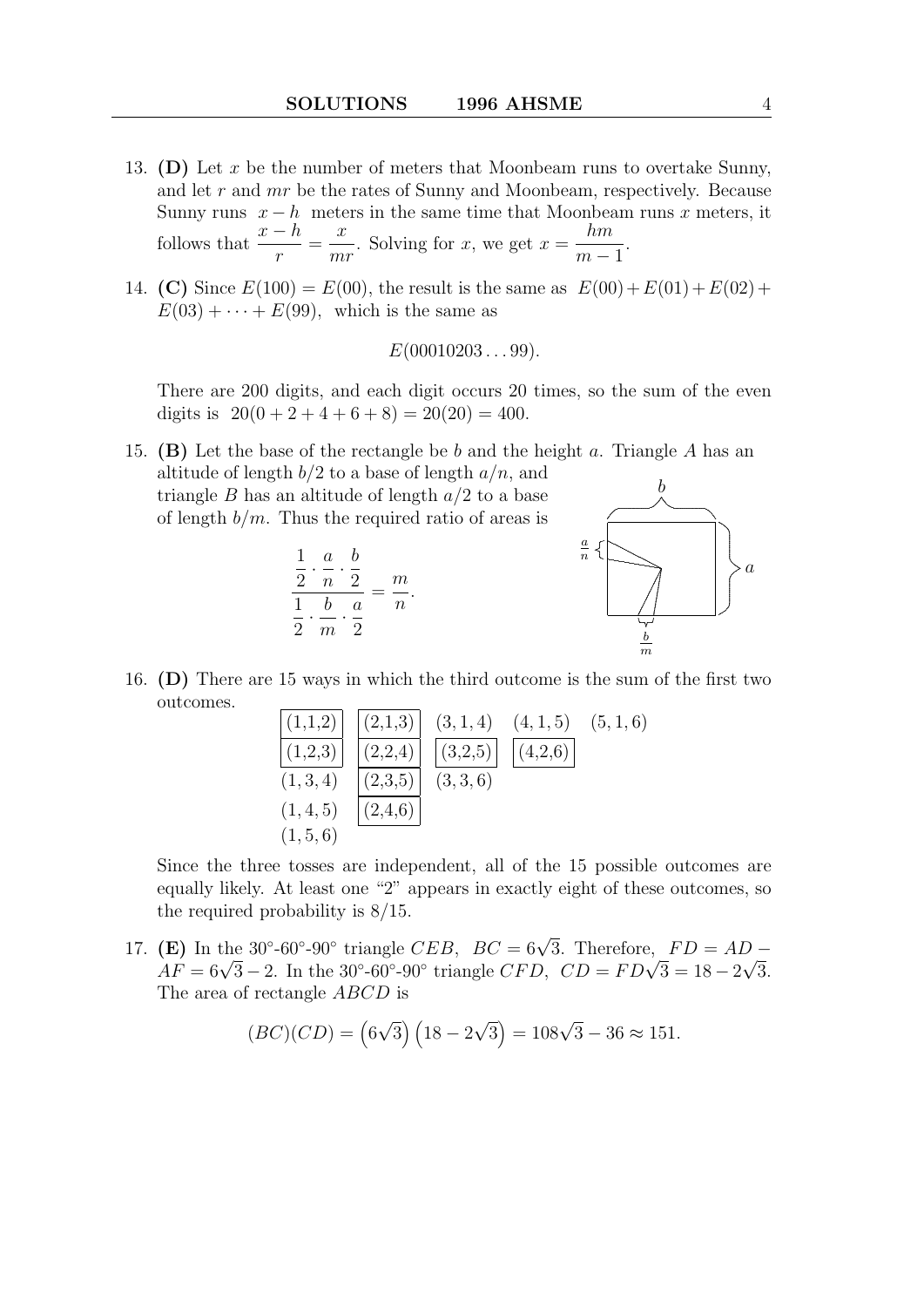13. **(D)** Let $x$ be the number of meters that Moonbeam runs to overtake Sunny, and let $r$ and $mr$ be the rates of Sunny and Moonbeam, respectively. Because Sunny runs $x - h$ meters in the same time that Moonbeam runs $x$ meters, it follows that $\dfrac{x-h}{r} = \dfrac{x}{mr}$. Solving for $x$, we get $x = \dfrac{hm}{m-1}$.

14. **(C)** Since $E(100) = E(00)$, the result is the same as $E(00) + E(01) + E(02) + E(03) + \cdots + E(99)$, which is the same as

$$E(00010203\ldots 99).$$

There are 200 digits, and each digit occurs 20 times, so the sum of the even digits is $20(0 + 2 + 4 + 6 + 8) = 20(20) = 400$.

15. **(B)** Let the base of the rectangle be $b$ and the height $a$. Triangle $A$ has an altitude of length $b/2$ to a base of length $a/n$, and triangle $B$ has an altitude of length $a/2$ to a base of length $b/m$. Thus the required ratio of areas is

$$\frac{\frac{1}{2} \cdot \frac{a}{n} \cdot \frac{b}{2}}{\frac{1}{2} \cdot \frac{b}{m} \cdot \frac{a}{2}} = \frac{m}{n}.$$

16. **(D)** There are 15 ways in which the third outcome is the sum of the first two outcomes.

| | | | | |
|---|---|---|---|---|
| **(1,1,2)** | **(2,1,3)** | (3,1,4) | (4,1,5) | (5,1,6) |
| **(1,2,3)** | **(2,2,4)** | **(3,2,5)** | **(4,2,6)** | |
| (1,3,4) | **(2,3,5)** | (3,3,6) | | |
| (1,4,5) | **(2,4,6)** | | | |
| (1,5,6) | | | | |

Since the three tosses are independent, all of the 15 possible outcomes are equally likely. At least one "2" appears in exactly eight of these outcomes, so the required probability is $8/15$.

17. **(E)** In the 30°-60°-90° triangle $CEB$, $BC = 6\sqrt{3}$. Therefore, $FD = AD - AF = 6\sqrt{3} - 2$. In the 30°-60°-90° triangle $CFD$, $CD = FD\sqrt{3} = 18 - 2\sqrt{3}$. The area of rectangle $ABCD$ is

$$(BC)(CD) = \left(6\sqrt{3}\right)\left(18 - 2\sqrt{3}\right) = 108\sqrt{3} - 36 \approx 151.$$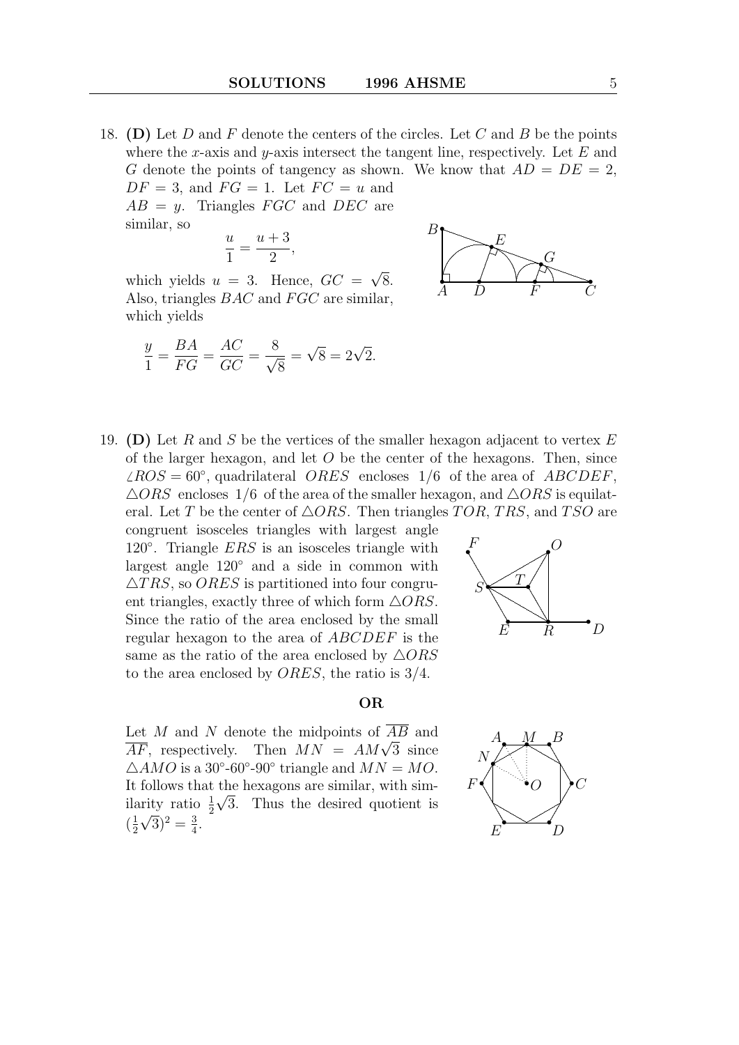18. **(D)** Let $D$ and $F$ denote the centers of the circles. Let $C$ and $B$ be the points where the $x$-axis and $y$-axis intersect the tangent line, respectively. Let $E$ and $G$ denote the points of tangency as shown. We know that $AD = DE = 2$, $DF = 3$, and $FG = 1$. Let $FC = u$ and $AB = y$. Triangles $FGC$ and $DEC$ are similar, so

$$\frac{u}{1} = \frac{u+3}{2},$$

which yields $u = 3$. Hence, $GC = \sqrt{8}$. Also, triangles $BAC$ and $FGC$ are similar, which yields

$$\frac{y}{1} = \frac{BA}{FG} = \frac{AC}{GC} = \frac{8}{\sqrt{8}} = \sqrt{8} = 2\sqrt{2}.$$

19. **(D)** Let $R$ and $S$ be the vertices of the smaller hexagon adjacent to vertex $E$ of the larger hexagon, and let $O$ be the center of the hexagons. Then, since $\angle ROS = 60^\circ$, quadrilateral $ORES$ encloses $1/6$ of the area of $ABCDEF$, $\triangle ORS$ encloses $1/6$ of the area of the smaller hexagon, and $\triangle ORS$ is equilateral. Let $T$ be the center of $\triangle ORS$. Then triangles $TOR$, $TRS$, and $TSO$ are congruent isosceles triangles with largest angle $120^\circ$. Triangle $ERS$ is an isosceles triangle with largest angle $120^\circ$ and a side in common with $\triangle TRS$, so $ORES$ is partitioned into four congruent triangles, exactly three of which form $\triangle ORS$. Since the ratio of the area enclosed by the small regular hexagon to the area of $ABCDEF$ is the same as the ratio of the area enclosed by $\triangle ORS$ to the area enclosed by $ORES$, the ratio is $3/4$.

**OR**

Let $M$ and $N$ denote the midpoints of $\overline{AB}$ and $\overline{AF}$, respectively. Then $MN = AM\sqrt{3}$ since $\triangle AMO$ is a $30^\circ$-$60^\circ$-$90^\circ$ triangle and $MN = MO$. It follows that the hexagons are similar, with similarity ratio $\frac{1}{2}\sqrt{3}$. Thus the desired quotient is $(\frac{1}{2}\sqrt{3})^2 = \frac{3}{4}$.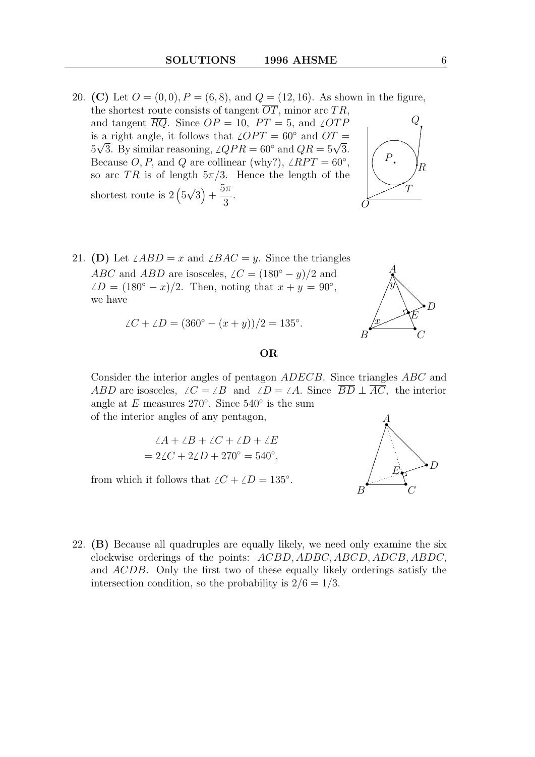20. **(C)** Let $O = (0, 0), P = (6, 8)$, and $Q = (12, 16)$. As shown in the figure, the shortest route consists of tangent $\overline{OT}$, minor arc $TR$, and tangent $\overline{RQ}$. Since $OP = 10,\ PT = 5$, and $\angle OTP$ is a right angle, it follows that $\angle OPT = 60^\circ$ and $OT = 5\sqrt{3}$. By similar reasoning, $\angle QPR = 60^\circ$ and $QR = 5\sqrt{3}$. Because $O, P$, and $Q$ are collinear (why?), $\angle RPT = 60^\circ$, so arc $TR$ is of length $5\pi/3$. Hence the length of the shortest route is $2\left(5\sqrt{3}\right) + \dfrac{5\pi}{3}$.

21. **(D)** Let $\angle ABD = x$ and $\angle BAC = y$. Since the triangles $ABC$ and $ABD$ are isosceles, $\angle C = (180^\circ - y)/2$ and $\angle D = (180^\circ - x)/2$. Then, noting that $x + y = 90^\circ$, we have

$$\angle C + \angle D = (360^\circ - (x + y))/2 = 135^\circ.$$

**OR**

Consider the interior angles of pentagon $ADECB$. Since triangles $ABC$ and $ABD$ are isosceles, $\angle C = \angle B$ and $\angle D = \angle A$. Since $\overline{BD} \perp \overline{AC}$, the interior angle at $E$ measures $270^\circ$. Since $540^\circ$ is the sum of the interior angles of any pentagon,

$$\begin{aligned} &\angle A + \angle B + \angle C + \angle D + \angle E \\ &= 2\angle C + 2\angle D + 270^\circ = 540^\circ, \end{aligned}$$

from which it follows that $\angle C + \angle D = 135^\circ$.

22. **(B)** Because all quadruples are equally likely, we need only examine the six clockwise orderings of the points: $ACBD, ADBC, ABCD, ADCB, ABDC$, and $ACDB$. Only the first two of these equally likely orderings satisfy the intersection condition, so the probability is $2/6 = 1/3$.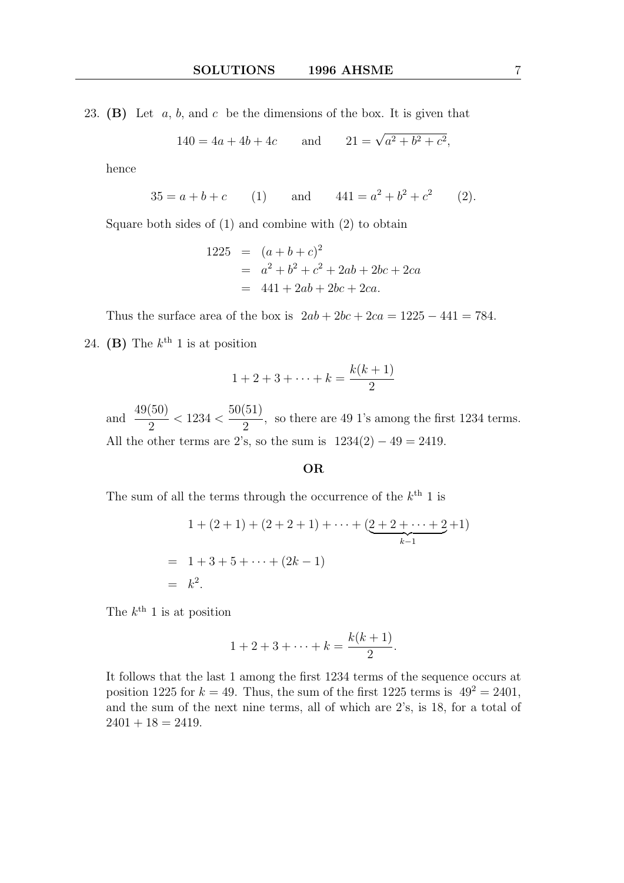23. **(B)** Let $a$, $b$, and $c$ be the dimensions of the box. It is given that

$$140 = 4a + 4b + 4c \qquad \text{and} \qquad 21 = \sqrt{a^2 + b^2 + c^2},$$

hence

$$35 = a + b + c \qquad (1) \qquad \text{and} \qquad 441 = a^2 + b^2 + c^2 \qquad (2).$$

Square both sides of (1) and combine with (2) to obtain

$$\begin{aligned} 1225 &= (a+b+c)^2 \\ &= a^2 + b^2 + c^2 + 2ab + 2bc + 2ca \\ &= 441 + 2ab + 2bc + 2ca. \end{aligned}$$

Thus the surface area of the box is $2ab + 2bc + 2ca = 1225 - 441 = 784$.

24. **(B)** The $k^{\text{th}}$ 1 is at position

$$1 + 2 + 3 + \cdots + k = \frac{k(k+1)}{2}$$

and $\dfrac{49(50)}{2} < 1234 < \dfrac{50(51)}{2}$, so there are 49 1's among the first 1234 terms. All the other terms are 2's, so the sum is $1234(2) - 49 = 2419$.

**OR**

The sum of all the terms through the occurrence of the $k^{\text{th}}$ 1 is

$$\begin{aligned} & 1 + (2+1) + (2+2+1) + \cdots + (\underbrace{2 + 2 + \cdots + 2}_{k-1} + 1) \\ = \;& 1 + 3 + 5 + \cdots + (2k-1) \\ = \;& k^2. \end{aligned}$$

The $k^{\text{th}}$ 1 is at position

$$1 + 2 + 3 + \cdots + k = \frac{k(k+1)}{2}.$$

It follows that the last 1 among the first 1234 terms of the sequence occurs at position 1225 for $k = 49$. Thus, the sum of the first 1225 terms is $49^2 = 2401$, and the sum of the next nine terms, all of which are 2's, is 18, for a total of $2401 + 18 = 2419$.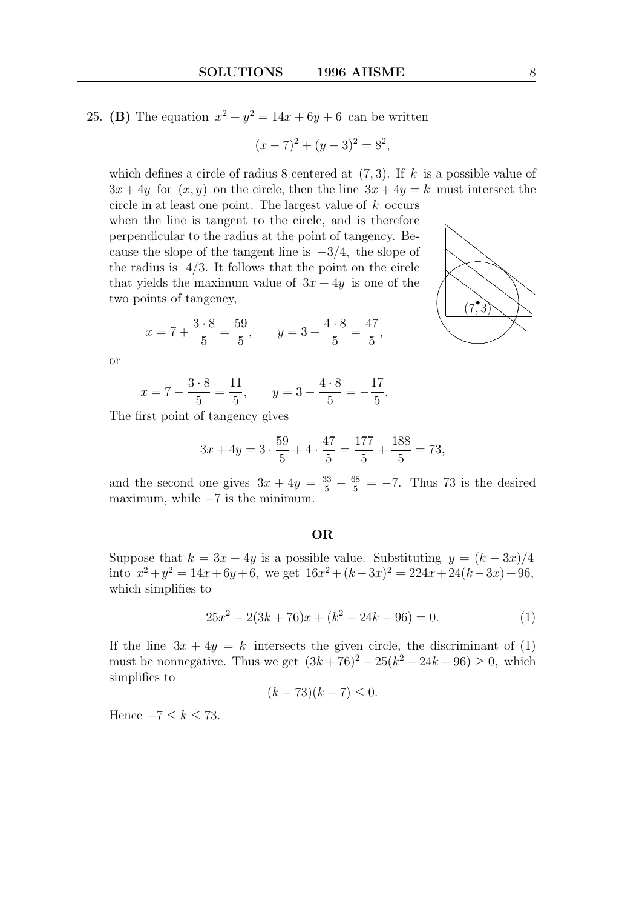25. **(B)** The equation $x^2 + y^2 = 14x + 6y + 6$ can be written

$$(x-7)^2 + (y-3)^2 = 8^2,$$

which defines a circle of radius 8 centered at $(7, 3)$. If $k$ is a possible value of $3x + 4y$ for $(x, y)$ on the circle, then the line $3x + 4y = k$ must intersect the circle in at least one point. The largest value of $k$ occurs when the line is tangent to the circle, and is therefore perpendicular to the radius at the point of tangency. Because the slope of the tangent line is $-3/4$, the slope of the radius is $4/3$. It follows that the point on the circle that yields the maximum value of $3x + 4y$ is one of the two points of tangency,

$$x = 7 + \frac{3 \cdot 8}{5} = \frac{59}{5}, \qquad y = 3 + \frac{4 \cdot 8}{5} = \frac{47}{5},$$

or

$$x = 7 - \frac{3 \cdot 8}{5} = \frac{11}{5}, \qquad y = 3 - \frac{4 \cdot 8}{5} = -\frac{17}{5}.$$

The first point of tangency gives

$$3x + 4y = 3 \cdot \frac{59}{5} + 4 \cdot \frac{47}{5} = \frac{177}{5} + \frac{188}{5} = 73,$$

and the second one gives $3x + 4y = \frac{33}{5} - \frac{68}{5} = -7$. Thus 73 is the desired maximum, while $-7$ is the minimum.

**OR**

Suppose that $k = 3x + 4y$ is a possible value. Substituting $y = (k - 3x)/4$ into $x^2 + y^2 = 14x + 6y + 6$, we get $16x^2 + (k - 3x)^2 = 224x + 24(k - 3x) + 96$, which simplifies to

$$25x^2 - 2(3k + 76)x + (k^2 - 24k - 96) = 0. \tag{1}$$

If the line $3x + 4y = k$ intersects the given circle, the discriminant of (1) must be nonnegative. Thus we get $(3k + 76)^2 - 25(k^2 - 24k - 96) \geq 0$, which simplifies to

$$(k - 73)(k + 7) \leq 0.$$

Hence $-7 \leq k \leq 73$.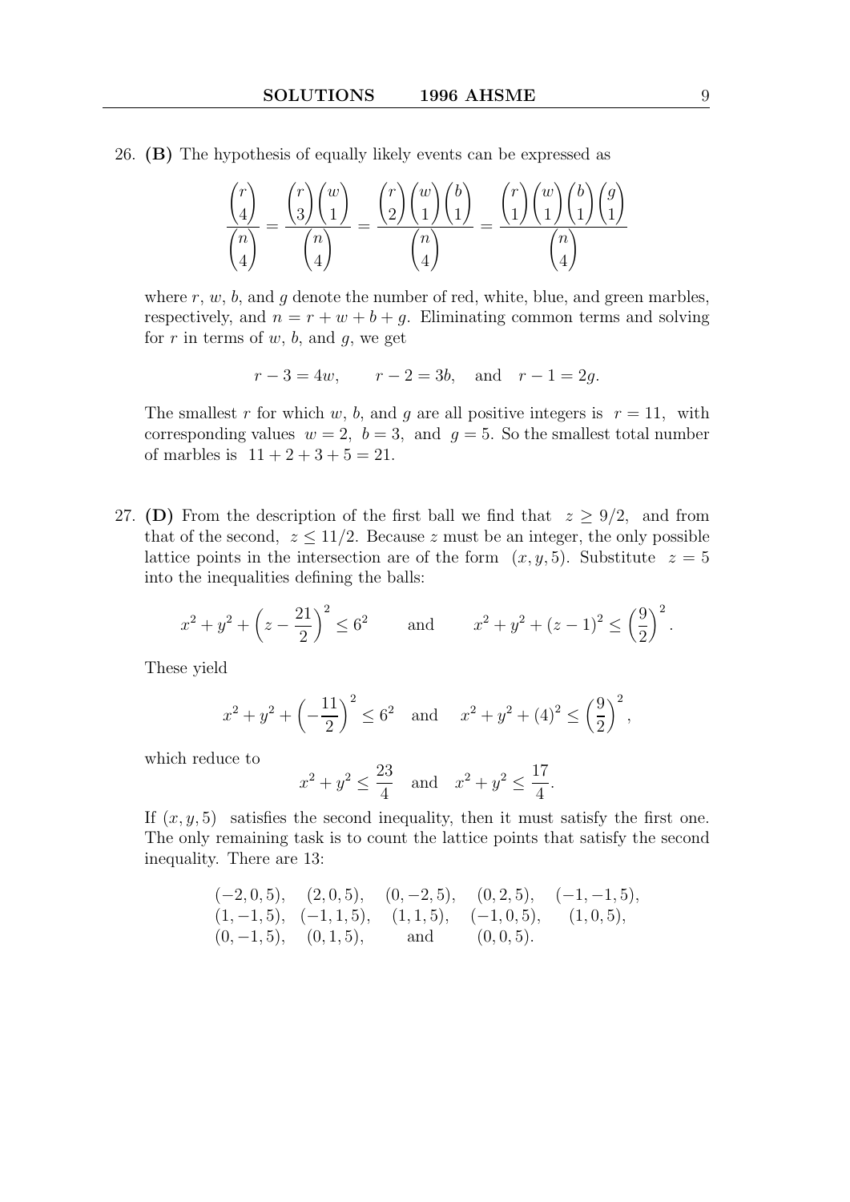26. **(B)** The hypothesis of equally likely events can be expressed as

$$\frac{\binom{r}{4}}{\binom{n}{4}} = \frac{\binom{r}{3}\binom{w}{1}}{\binom{n}{4}} = \frac{\binom{r}{2}\binom{w}{1}\binom{b}{1}}{\binom{n}{4}} = \frac{\binom{r}{1}\binom{w}{1}\binom{b}{1}\binom{g}{1}}{\binom{n}{4}}$$

where $r$, $w$, $b$, and $g$ denote the number of red, white, blue, and green marbles, respectively, and $n = r + w + b + g$. Eliminating common terms and solving for $r$ in terms of $w$, $b$, and $g$, we get

$$r - 3 = 4w, \qquad r - 2 = 3b, \quad \text{and} \quad r - 1 = 2g.$$

The smallest $r$ for which $w$, $b$, and $g$ are all positive integers is $r = 11$, with corresponding values $w = 2$, $b = 3$, and $g = 5$. So the smallest total number of marbles is $11 + 2 + 3 + 5 = 21$.

27. **(D)** From the description of the first ball we find that $z \geq 9/2$, and from that of the second, $z \leq 11/2$. Because $z$ must be an integer, the only possible lattice points in the intersection are of the form $(x, y, 5)$. Substitute $z = 5$ into the inequalities defining the balls:

$$x^2 + y^2 + \left(z - \frac{21}{2}\right)^2 \leq 6^2 \qquad \text{and} \qquad x^2 + y^2 + (z-1)^2 \leq \left(\frac{9}{2}\right)^2.$$

These yield

$$x^2 + y^2 + \left(-\frac{11}{2}\right)^2 \leq 6^2 \quad \text{and} \quad x^2 + y^2 + (4)^2 \leq \left(\frac{9}{2}\right)^2,$$

which reduce to

$$x^2 + y^2 \leq \frac{23}{4} \quad \text{and} \quad x^2 + y^2 \leq \frac{17}{4}.$$

If $(x, y, 5)$ satisfies the second inequality, then it must satisfy the first one. The only remaining task is to count the lattice points that satisfy the second inequality. There are 13:

$$\begin{array}{lllll}
(-2,0,5), & (2,0,5), & (0,-2,5), & (0,2,5), & (-1,-1,5), \\
(1,-1,5), & (-1,1,5), & (1,1,5), & (-1,0,5), & (1,0,5), \\
(0,-1,5), & (0,1,5), & \text{and} & (0,0,5). &
\end{array}$$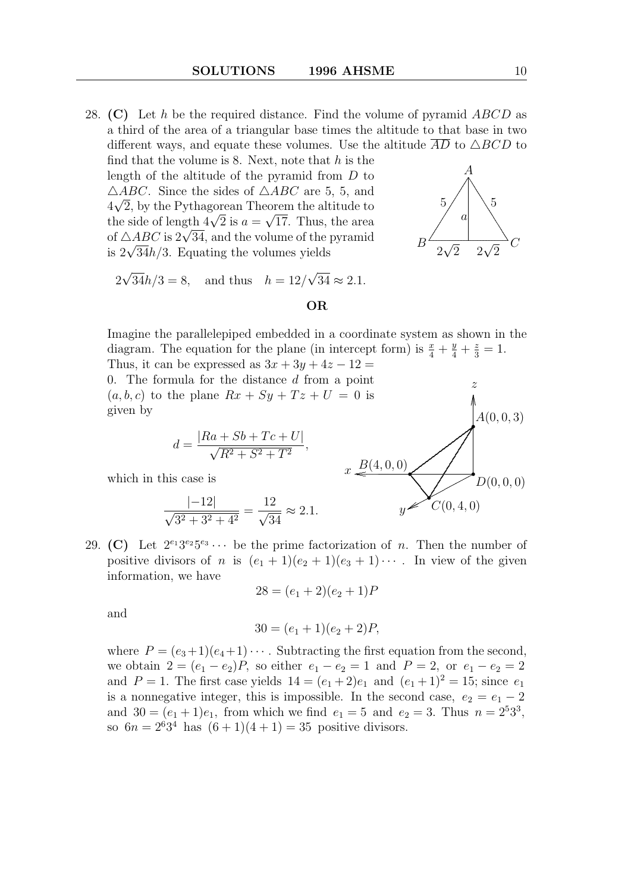28. **(C)** Let $h$ be the required distance. Find the volume of pyramid $ABCD$ as a third of the area of a triangular base times the altitude to that base in two different ways, and equate these volumes. Use the altitude $\overline{AD}$ to $\triangle BCD$ to find that the volume is 8. Next, note that $h$ is the length of the altitude of the pyramid from $D$ to $\triangle ABC$. Since the sides of $\triangle ABC$ are 5, 5, and $4\sqrt{2}$, by the Pythagorean Theorem the altitude to the side of length $4\sqrt{2}$ is $a = \sqrt{17}$. Thus, the area of $\triangle ABC$ is $2\sqrt{34}$, and the volume of the pyramid is $2\sqrt{34}h/3$. Equating the volumes yields

$$2\sqrt{34}h/3 = 8, \quad \text{and thus} \quad h = 12/\sqrt{34} \approx 2.1.$$

**OR**

Imagine the parallelepiped embedded in a coordinate system as shown in the diagram. The equation for the plane (in intercept form) is $\frac{x}{4} + \frac{y}{4} + \frac{z}{3} = 1$. Thus, it can be expressed as $3x + 3y + 4z - 12 = 0$. The formula for the distance $d$ from a point $(a, b, c)$ to the plane $Rx + Sy + Tz + U = 0$ is given by

$$d = \frac{|Ra + Sb + Tc + U|}{\sqrt{R^2 + S^2 + T^2}},$$

which in this case is

$$\frac{|-12|}{\sqrt{3^2 + 3^2 + 4^2}} = \frac{12}{\sqrt{34}} \approx 2.1.$$

29. **(C)** Let $2^{e_1}3^{e_2}5^{e_3}\cdots$ be the prime factorization of $n$. Then the number of positive divisors of $n$ is $(e_1 + 1)(e_2 + 1)(e_3 + 1)\cdots$. In view of the given information, we have

$$28 = (e_1 + 2)(e_2 + 1)P$$

and

$$30 = (e_1 + 1)(e_2 + 2)P,$$

where $P = (e_3+1)(e_4+1)\cdots$. Subtracting the first equation from the second, we obtain $2 = (e_1 - e_2)P$, so either $e_1 - e_2 = 1$ and $P = 2$, or $e_1 - e_2 = 2$ and $P = 1$. The first case yields $14 = (e_1 + 2)e_1$ and $(e_1 + 1)^2 = 15$; since $e_1$ is a nonnegative integer, this is impossible. In the second case, $e_2 = e_1 - 2$ and $30 = (e_1 + 1)e_1$, from which we find $e_1 = 5$ and $e_2 = 3$. Thus $n = 2^5 3^3$, so $6n = 2^6 3^4$ has $(6 + 1)(4 + 1) = 35$ positive divisors.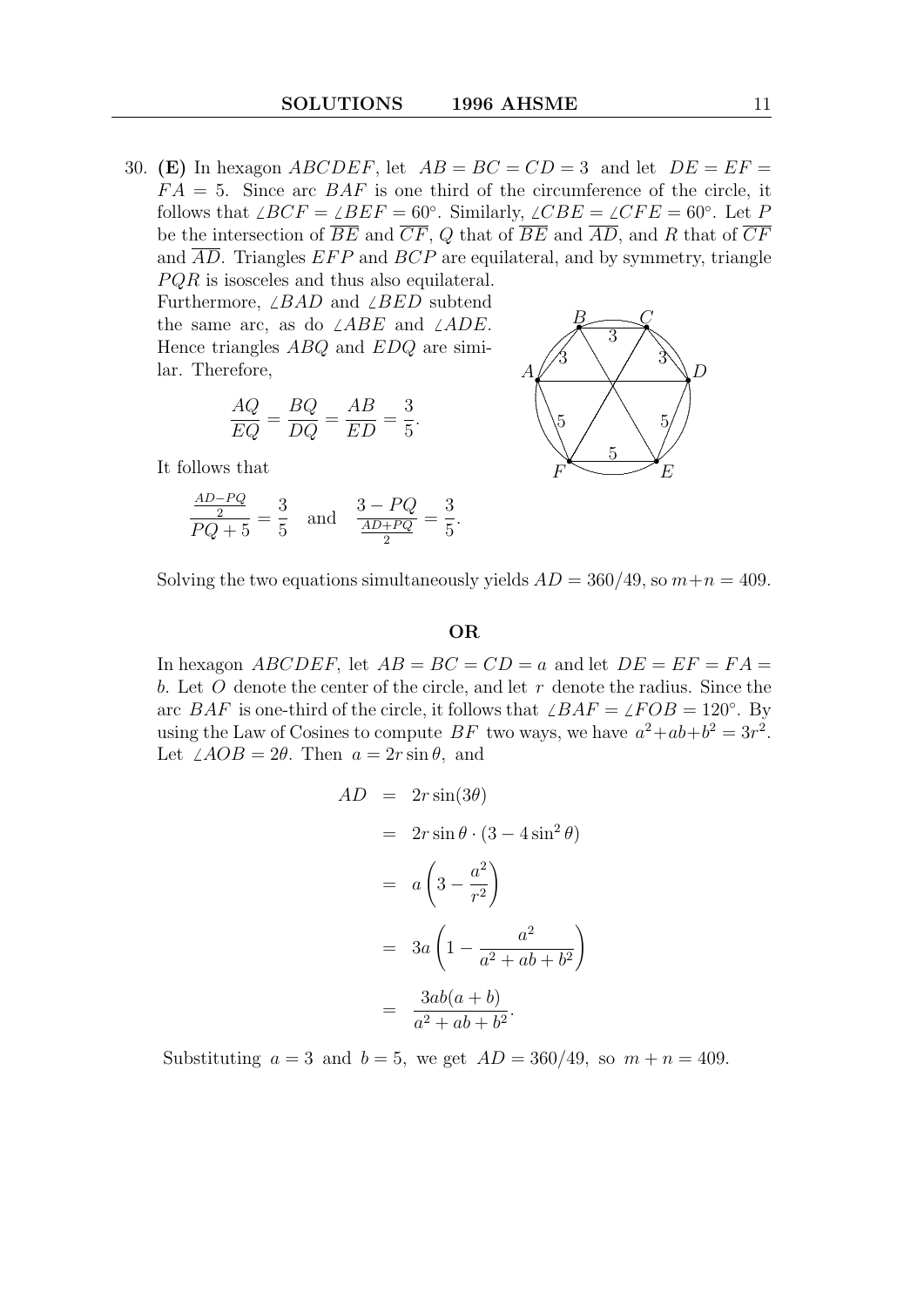30. **(E)** In hexagon $ABCDEF$, let $AB = BC = CD = 3$ and let $DE = EF = FA = 5$. Since arc $BAF$ is one third of the circumference of the circle, it follows that $\angle BCF = \angle BEF = 60^\circ$. Similarly, $\angle CBE = \angle CFE = 60^\circ$. Let $P$ be the intersection of $\overline{BE}$ and $\overline{CF}$, $Q$ that of $\overline{BE}$ and $\overline{AD}$, and $R$ that of $\overline{CF}$ and $\overline{AD}$. Triangles $EFP$ and $BCP$ are equilateral, and by symmetry, triangle $PQR$ is isosceles and thus also equilateral.

Furthermore, $\angle BAD$ and $\angle BED$ subtend the same arc, as do $\angle ABE$ and $\angle ADE$. Hence triangles $ABQ$ and $EDQ$ are similar. Therefore,

$$\frac{AQ}{EQ} = \frac{BQ}{DQ} = \frac{AB}{ED} = \frac{3}{5}.$$

It follows that

$$\frac{\frac{AD-PQ}{2}}{PQ+5} = \frac{3}{5} \quad \text{and} \quad \frac{3-PQ}{\frac{AD+PQ}{2}} = \frac{3}{5}.$$

Solving the two equations simultaneously yields $AD = 360/49$, so $m+n = 409$.

**OR**

In hexagon $ABCDEF$, let $AB = BC = CD = a$ and let $DE = EF = FA = b$. Let $O$ denote the center of the circle, and let $r$ denote the radius. Since the arc $BAF$ is one-third of the circle, it follows that $\angle BAF = \angle FOB = 120^\circ$. By using the Law of Cosines to compute $BF$ two ways, we have $a^2+ab+b^2 = 3r^2$. Let $\angle AOB = 2\theta$. Then $a = 2r\sin\theta$, and

$$\begin{aligned}
AD &= 2r\sin(3\theta) \\
&= 2r\sin\theta\cdot(3-4\sin^2\theta) \\
&= a\left(3-\frac{a^2}{r^2}\right) \\
&= 3a\left(1-\frac{a^2}{a^2+ab+b^2}\right) \\
&= \frac{3ab(a+b)}{a^2+ab+b^2}.
\end{aligned}$$

Substituting $a = 3$ and $b = 5$, we get $AD = 360/49$, so $m+n = 409$.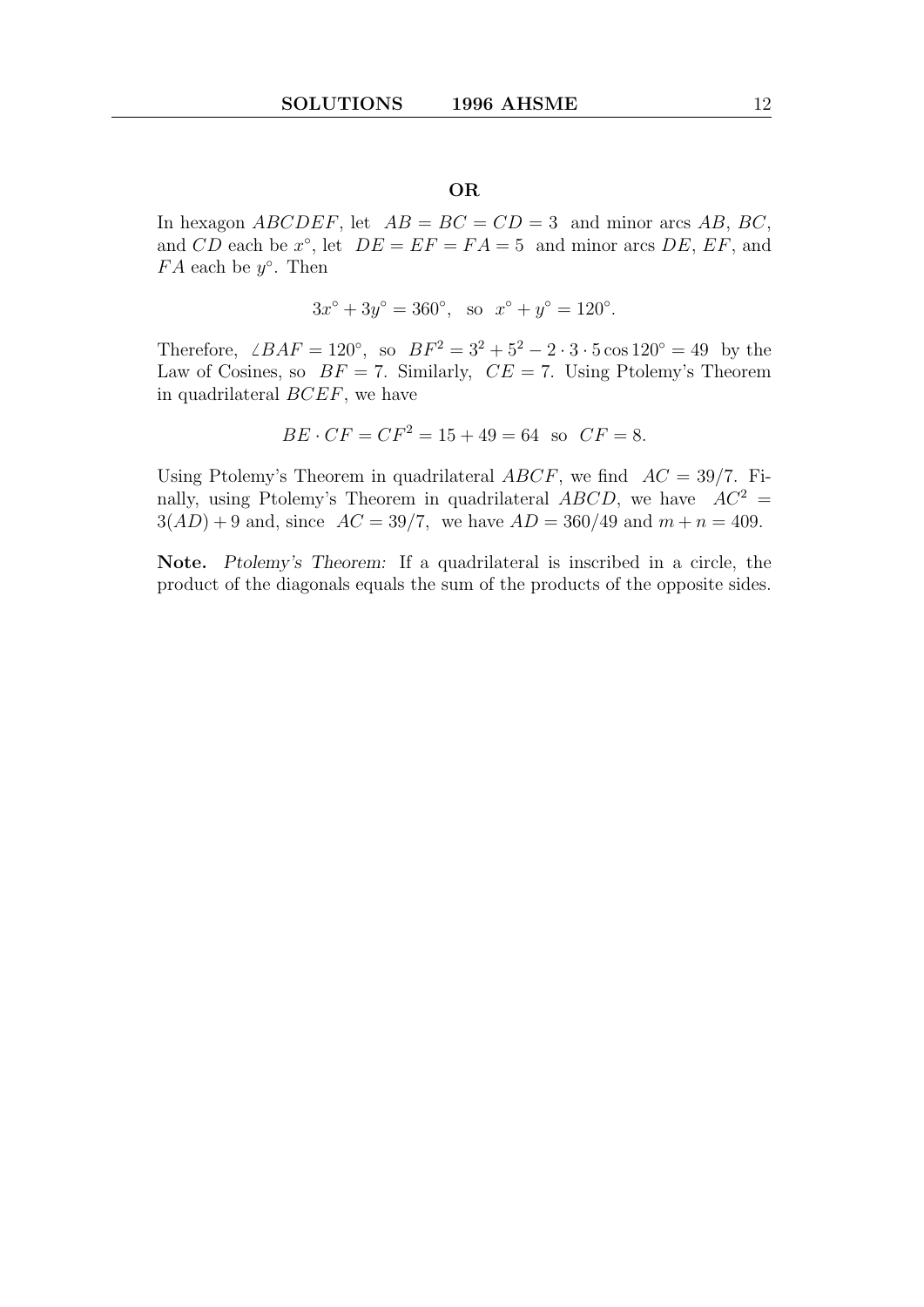**OR**

In hexagon $ABCDEF$, let $AB = BC = CD = 3$ and minor arcs $AB$, $BC$, and $CD$ each be $x^\circ$, let $DE = EF = FA = 5$ and minor arcs $DE$, $EF$, and $FA$ each be $y^\circ$. Then

$$3x^\circ + 3y^\circ = 360^\circ, \quad \text{so} \quad x^\circ + y^\circ = 120^\circ.$$

Therefore, $\angle BAF = 120^\circ$, so $BF^2 = 3^2 + 5^2 - 2 \cdot 3 \cdot 5 \cos 120^\circ = 49$ by the Law of Cosines, so $BF = 7$. Similarly, $CE = 7$. Using Ptolemy's Theorem in quadrilateral $BCEF$, we have

$$BE \cdot CF = CF^2 = 15 + 49 = 64 \quad \text{so} \quad CF = 8.$$

Using Ptolemy's Theorem in quadrilateral $ABCF$, we find $AC = 39/7$. Finally, using Ptolemy's Theorem in quadrilateral $ABCD$, we have $AC^2 = 3(AD) + 9$ and, since $AC = 39/7$, we have $AD = 360/49$ and $m + n = 409$.

**Note.** *Ptolemy's Theorem:* If a quadrilateral is inscribed in a circle, the product of the diagonals equals the sum of the products of the opposite sides.